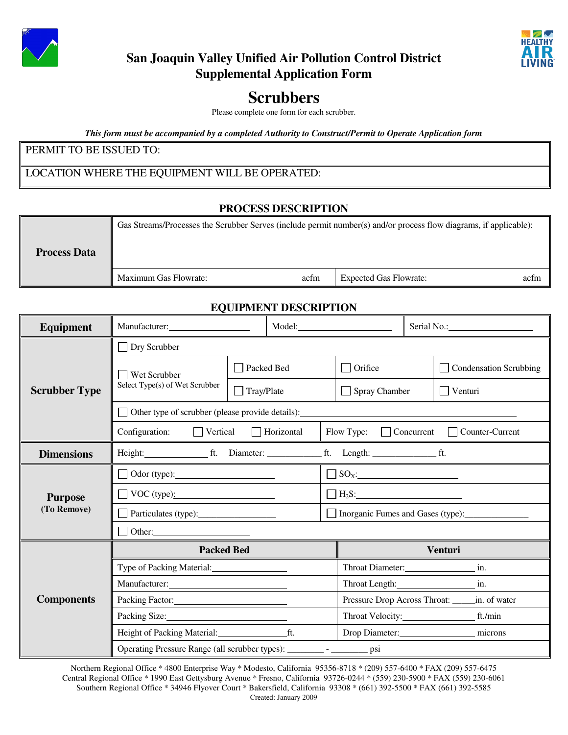# San Joaquin Valley Unified Air Pollution Control District
## Supplemental Application Form

# Scrubbers

Please complete one form for each scrubber.

***This form must be accompanied by a completed Authority to Construct/Permit to Operate Application form***

| PERMIT TO BE ISSUED TO: |
|---|
| LOCATION WHERE THE EQUIPMENT WILL BE OPERATED: |

## PROCESS DESCRIPTION

| **Process Data** | Gas Streams/Processes the Scrubber Serves (include permit number(s) and/or process flow diagrams, if applicable): | |
|---|---|---|
| | Maximum Gas Flowrate:__________________ acfm | Expected Gas Flowrate:__________________ acfm |

## EQUIPMENT DESCRIPTION

| **Equipment** | Manufacturer:________________ | Model:__________________ | Serial No.:________________ | |
|---|---|---|---|---|
| **Scrubber Type** | ☐ Dry Scrubber | | | |
| | ☐ Wet Scrubber<br>Select Type(s) of Wet Scrubber | ☐ Packed Bed | ☐ Orifice | ☐ Condensation Scrubbing |
| | | ☐ Tray/Plate | ☐ Spray Chamber | ☐ Venturi |
| | ☐ Other type of scrubber (please provide details):________________________________ | | | |
| | Configuration: ☐ Vertical ☐ Horizontal | | Flow Type: ☐ Concurrent ☐ Counter-Current | |
| **Dimensions** | Height:____________ ft. Diameter: ___________ ft. Length: ____________ ft. | | | |
| **Purpose (To Remove)** | ☐ Odor (type):____________________ | | ☐ $SO_X$:____________________ | |
| | ☐ VOC (type):____________________ | | ☐ $H_2S$:____________________ | |
| | ☐ Particulates (type):________________ | | ☐ Inorganic Fumes and Gases (type):_____________ | |
| | ☐ Other:____________________ | | | |
| **Components** | **Packed Bed** | | **Venturi** | |
| | Type of Packing Material:______________ | | Throat Diameter:______________ in. | |
| | Manufacturer:____________________ | | Throat Length:______________ in. | |
| | Packing Factor:____________________ | | Pressure Drop Across Throat: _____in. of water | |
| | Packing Size:____________________ | | Throat Velocity:______________ ft./min | |
| | Height of Packing Material:______________ft. | | Drop Diameter:______________ microns | |
| | Operating Pressure Range (all scrubber types): ________ - ________ psi | | | |

Northern Regional Office * 4800 Enterprise Way * Modesto, California 95356-8718 * (209) 557-6400 * FAX (209) 557-6475
Central Regional Office * 1990 East Gettysburg Avenue * Fresno, California 93726-0244 * (559) 230-5900 * FAX (559) 230-6061
Southern Regional Office * 34946 Flyover Court * Bakersfield, California 93308 * (661) 392-5500 * FAX (661) 392-5585
Created: January 2009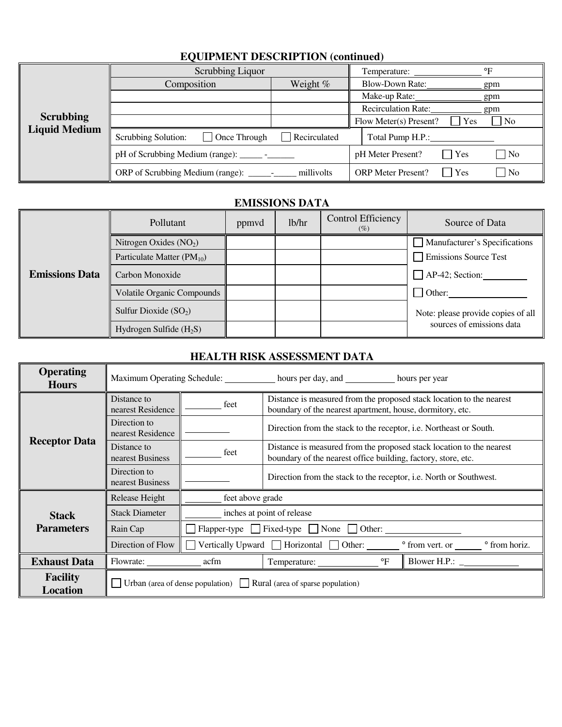## EQUIPMENT DESCRIPTION (continued)

| | | | |
|---|---|---|---|
| **Scrubbing Liquid Medium** | Scrubbing Liquor | | Temperature: ______ °F |
| | Composition | Weight % | Blow-Down Rate: ______ gpm |
| | | | Make-up Rate: ______ gpm |
| | | | Recirculation Rate: ______ gpm |
| | | | Flow Meter(s) Present? ☐ Yes ☐ No |
| | Scrubbing Solution: ☐ Once Through ☐ Recirculated | | Total Pump H.P.: ______ |
| | pH of Scrubbing Medium (range): _____ -______ | | pH Meter Present? ☐ Yes ☐ No |
| | ORP of Scrubbing Medium (range): _____-_____ millivolts | | ORP Meter Present? ☐ Yes ☐ No |

## EMISSIONS DATA

| | Pollutant | ppmvd | lb/hr | Control Efficiency (%) | Source of Data |
|---|---|---|---|---|---|
| **Emissions Data** | Nitrogen Oxides ($NO_2$) | | | | ☐ Manufacturer's Specifications |
| | Particulate Matter ($PM_{10}$) | | | | ☐ Emissions Source Test |
| | Carbon Monoxide | | | | ☐ AP-42; Section: ______ |
| | Volatile Organic Compounds | | | | ☐ Other: ______ |
| | Sulfur Dioxide ($SO_2$) | | | | Note: please provide copies of all sources of emissions data |
| | Hydrogen Sulfide ($H_2S$) | | | | |

## HEALTH RISK ASSESSMENT DATA

| | | | |
|---|---|---|---|
| **Operating Hours** | Maximum Operating Schedule: ______ hours per day, and ______ hours per year | | |
| **Receptor Data** | Distance to nearest Residence | ______ feet | Distance is measured from the proposed stack location to the nearest boundary of the nearest apartment, house, dormitory, etc. |
| | Direction to nearest Residence | ______ | Direction from the stack to the receptor, i.e. Northeast or South. |
| | Distance to nearest Business | ______ feet | Distance is measured from the proposed stack location to the nearest boundary of the nearest office building, factory, store, etc. |
| | Direction to nearest Business | ______ | Direction from the stack to the receptor, i.e. North or Southwest. |
| **Stack Parameters** | Release Height | ______ feet above grade | |
| | Stack Diameter | ______ inches at point of release | |
| | Rain Cap | ☐ Flapper-type ☐ Fixed-type ☐ None ☐ Other: ______ | |
| | Direction of Flow | ☐ Vertically Upward ☐ Horizontal ☐ Other: ______ ° from vert. or ______ ° from horiz. | |
| **Exhaust Data** | Flowrate: ______ acfm | Temperature: ______ °F | Blower H.P.: ______ |
| **Facility Location** | ☐ Urban (area of dense population) ☐ Rural (area of sparse population) | | |